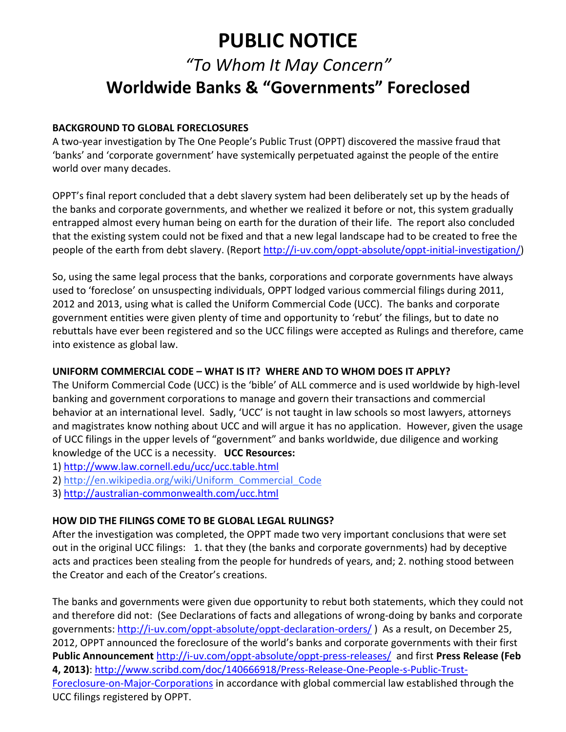# PUBLIC NOTICE

## *"To Whom It May Concern"*

## Worldwide Banks & "Governments" Foreclosed

**BACKGROUND TO GLOBAL FORECLOSURES**

A two-year investigation by The One People's Public Trust (OPPT) discovered the massive fraud that 'banks' and 'corporate government' have systemically perpetuated against the people of the entire world over many decades.

OPPT's final report concluded that a debt slavery system had been deliberately set up by the heads of the banks and corporate governments, and whether we realized it before or not, this system gradually entrapped almost every human being on earth for the duration of their life. The report also concluded that the existing system could not be fixed and that a new legal landscape had to be created to free the people of the earth from debt slavery. (Report http://i-uv.com/oppt-absolute/oppt-initial-investigation/)

So, using the same legal process that the banks, corporations and corporate governments have always used to 'foreclose' on unsuspecting individuals, OPPT lodged various commercial filings during 2011, 2012 and 2013, using what is called the Uniform Commercial Code (UCC). The banks and corporate government entities were given plenty of time and opportunity to 'rebut' the filings, but to date no rebuttals have ever been registered and so the UCC filings were accepted as Rulings and therefore, came into existence as global law.

**UNIFORM COMMERCIAL CODE – WHAT IS IT? WHERE AND TO WHOM DOES IT APPLY?**

The Uniform Commercial Code (UCC) is the 'bible' of ALL commerce and is used worldwide by high-level banking and government corporations to manage and govern their transactions and commercial behavior at an international level. Sadly, 'UCC' is not taught in law schools so most lawyers, attorneys and magistrates know nothing about UCC and will argue it has no application. However, given the usage of UCC filings in the upper levels of "government" and banks worldwide, due diligence and working knowledge of the UCC is a necessity. **UCC Resources:**

1) http://www.law.cornell.edu/ucc/ucc.table.html
2) http://en.wikipedia.org/wiki/Uniform_Commercial_Code
3) http://australian-commonwealth.com/ucc.html

**HOW DID THE FILINGS COME TO BE GLOBAL LEGAL RULINGS?**

After the investigation was completed, the OPPT made two very important conclusions that were set out in the original UCC filings: 1. that they (the banks and corporate governments) had by deceptive acts and practices been stealing from the people for hundreds of years, and; 2. nothing stood between the Creator and each of the Creator's creations.

The banks and governments were given due opportunity to rebut both statements, which they could not and therefore did not: (See Declarations of facts and allegations of wrong-doing by banks and corporate governments: http://i-uv.com/oppt-absolute/oppt-declaration-orders/ ) As a result, on December 25, 2012, OPPT announced the foreclosure of the world's banks and corporate governments with their first **Public Announcement** http://i-uv.com/oppt-absolute/oppt-press-releases/ and first **Press Release (Feb 4, 2013)**: http://www.scribd.com/doc/140666918/Press-Release-One-People-s-Public-Trust-Foreclosure-on-Major-Corporations in accordance with global commercial law established through the UCC filings registered by OPPT.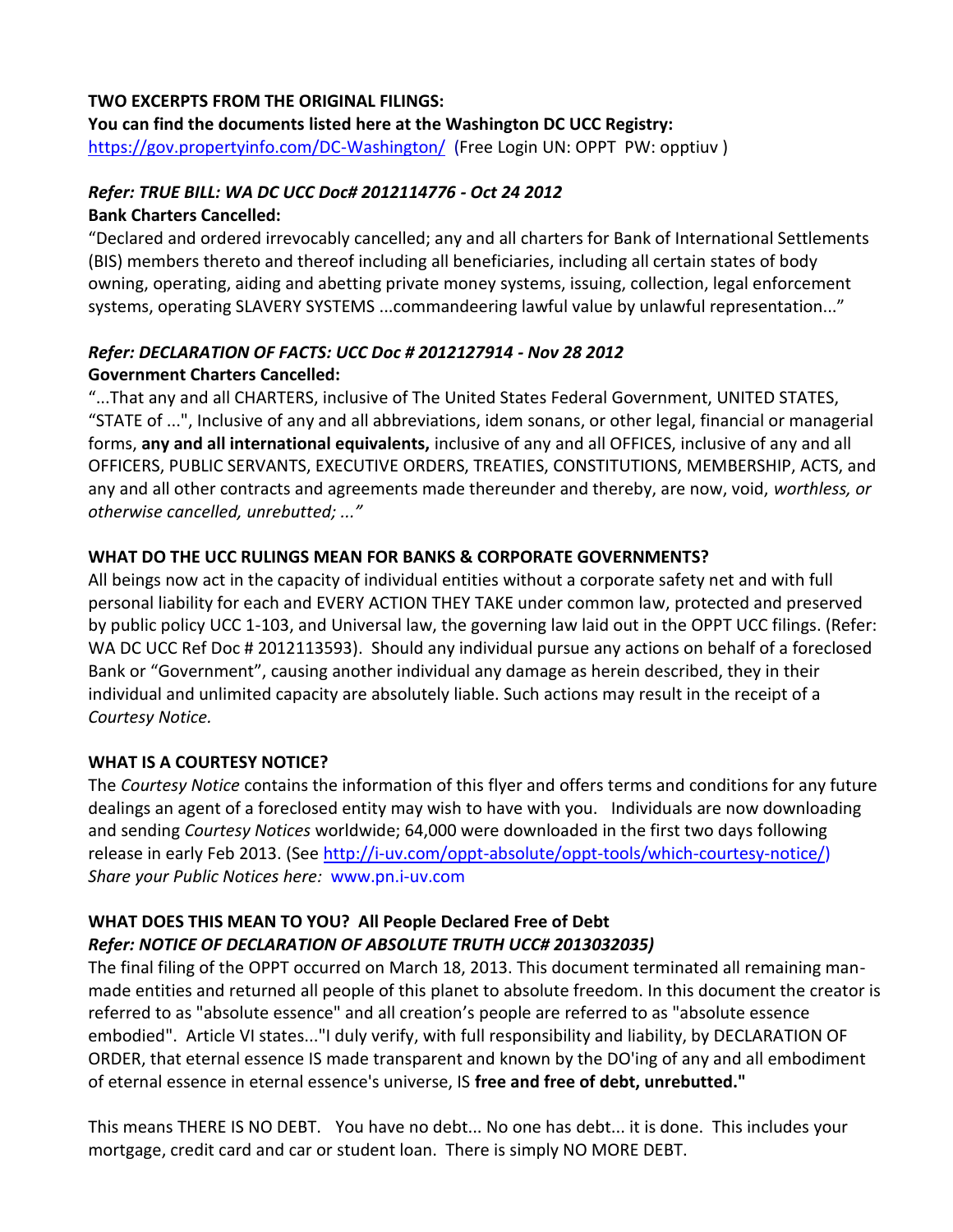**TWO EXCERPTS FROM THE ORIGINAL FILINGS:**

**You can find the documents listed here at the Washington DC UCC Registry:**
https://gov.propertyinfo.com/DC-Washington/ (Free Login UN: OPPT PW: opptiuv )

***Refer: TRUE BILL: WA DC UCC Doc# 2012114776 - Oct 24 2012***

**Bank Charters Cancelled:**

"Declared and ordered irrevocably cancelled; any and all charters for Bank of International Settlements (BIS) members thereto and thereof including all beneficiaries, including all certain states of body owning, operating, aiding and abetting private money systems, issuing, collection, legal enforcement systems, operating SLAVERY SYSTEMS ...commandeering lawful value by unlawful representation..."

***Refer: DECLARATION OF FACTS: UCC Doc # 2012127914 - Nov 28 2012***

**Government Charters Cancelled:**

"...That any and all CHARTERS, inclusive of The United States Federal Government, UNITED STATES, "STATE of ...", Inclusive of any and all abbreviations, idem sonans, or other legal, financial or managerial forms, **any and all international equivalents,** inclusive of any and all OFFICES, inclusive of any and all OFFICERS, PUBLIC SERVANTS, EXECUTIVE ORDERS, TREATIES, CONSTITUTIONS, MEMBERSHIP, ACTS, and any and all other contracts and agreements made thereunder and thereby, are now, void, *worthless, or otherwise cancelled, unrebutted; ..."*

**WHAT DO THE UCC RULINGS MEAN FOR BANKS & CORPORATE GOVERNMENTS?**

All beings now act in the capacity of individual entities without a corporate safety net and with full personal liability for each and EVERY ACTION THEY TAKE under common law, protected and preserved by public policy UCC 1-103, and Universal law, the governing law laid out in the OPPT UCC filings. (Refer: WA DC UCC Ref Doc # 2012113593). Should any individual pursue any actions on behalf of a foreclosed Bank or "Government", causing another individual any damage as herein described, they in their individual and unlimited capacity are absolutely liable. Such actions may result in the receipt of a *Courtesy Notice.*

**WHAT IS A COURTESY NOTICE?**

The *Courtesy Notice* contains the information of this flyer and offers terms and conditions for any future dealings an agent of a foreclosed entity may wish to have with you. Individuals are now downloading and sending *Courtesy Notices* worldwide; 64,000 were downloaded in the first two days following release in early Feb 2013. (See http://i-uv.com/oppt-absolute/oppt-tools/which-courtesy-notice/)
*Share your Public Notices here:* www.pn.i-uv.com

**WHAT DOES THIS MEAN TO YOU? All People Declared Free of Debt**
***Refer: NOTICE OF DECLARATION OF ABSOLUTE TRUTH UCC# 2013032035)***

The final filing of the OPPT occurred on March 18, 2013. This document terminated all remaining man-made entities and returned all people of this planet to absolute freedom. In this document the creator is referred to as "absolute essence" and all creation's people are referred to as "absolute essence embodied". Article VI states..."I duly verify, with full responsibility and liability, by DECLARATION OF ORDER, that eternal essence IS made transparent and known by the DO'ing of any and all embodiment of eternal essence in eternal essence's universe, IS **free and free of debt, unrebutted."**

This means THERE IS NO DEBT. You have no debt... No one has debt... it is done. This includes your mortgage, credit card and car or student loan. There is simply NO MORE DEBT.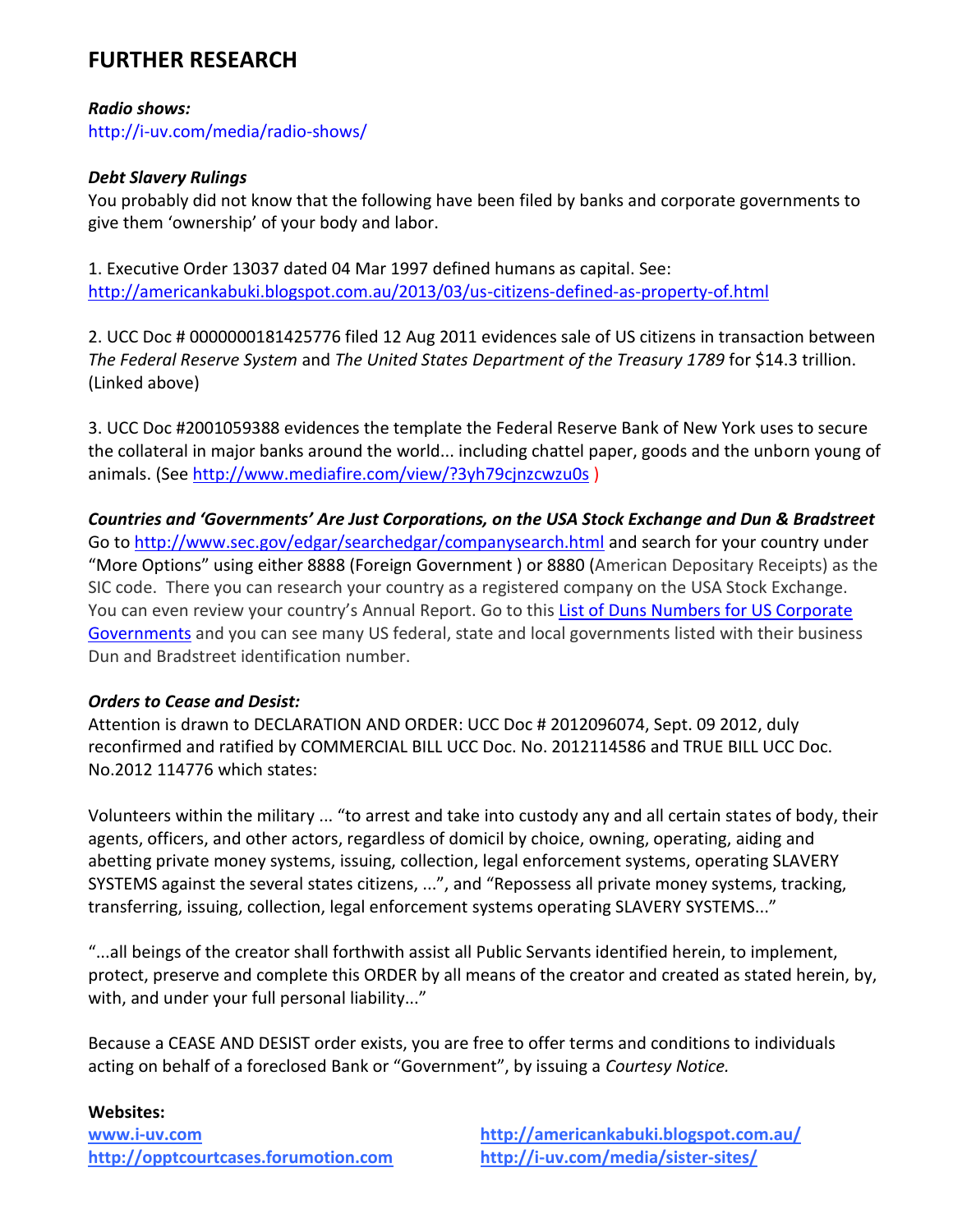## FURTHER RESEARCH

***Radio shows:***
http://i-uv.com/media/radio-shows/

***Debt Slavery Rulings***
You probably did not know that the following have been filed by banks and corporate governments to give them 'ownership' of your body and labor.

1. Executive Order 13037 dated 04 Mar 1997 defined humans as capital. See: http://americankabuki.blogspot.com.au/2013/03/us-citizens-defined-as-property-of.html

2. UCC Doc # 0000000181425776 filed 12 Aug 2011 evidences sale of US citizens in transaction between *The Federal Reserve System* and *The United States Department of the Treasury 1789* for $14.3 trillion. (Linked above)

3. UCC Doc #2001059388 evidences the template the Federal Reserve Bank of New York uses to secure the collateral in major banks around the world... including chattel paper, goods and the unborn young of animals. (See http://www.mediafire.com/view/?3yh79cjnzcwzu0s )

***Countries and 'Governments' Are Just Corporations, on the USA Stock Exchange and Dun & Bradstreet***
Go to http://www.sec.gov/edgar/searchedgar/companysearch.html and search for your country under "More Options" using either 8888 (Foreign Government ) or 8880 (American Depositary Receipts) as the SIC code. There you can research your country as a registered company on the USA Stock Exchange. You can even review your country's Annual Report. Go to this List of Duns Numbers for US Corporate Governments and you can see many US federal, state and local governments listed with their business Dun and Bradstreet identification number.

***Orders to Cease and Desist:***
Attention is drawn to DECLARATION AND ORDER: UCC Doc # 2012096074, Sept. 09 2012, duly reconfirmed and ratified by COMMERCIAL BILL UCC Doc. No. 2012114586 and TRUE BILL UCC Doc. No.2012 114776 which states:

Volunteers within the military ... "to arrest and take into custody any and all certain states of body, their agents, officers, and other actors, regardless of domicil by choice, owning, operating, aiding and abetting private money systems, issuing, collection, legal enforcement systems, operating SLAVERY SYSTEMS against the several states citizens, ...", and "Repossess all private money systems, tracking, transferring, issuing, collection, legal enforcement systems operating SLAVERY SYSTEMS..."

"...all beings of the creator shall forthwith assist all Public Servants identified herein, to implement, protect, preserve and complete this ORDER by all means of the creator and created as stated herein, by, with, and under your full personal liability..."

Because a CEASE AND DESIST order exists, you are free to offer terms and conditions to individuals acting on behalf of a foreclosed Bank or "Government", by issuing a *Courtesy Notice.*

**Websites:**
**www.i-uv.com**
**http://opptcourtcases.forumotion.com**
**http://americankabuki.blogspot.com.au/**
**http://i-uv.com/media/sister-sites/**